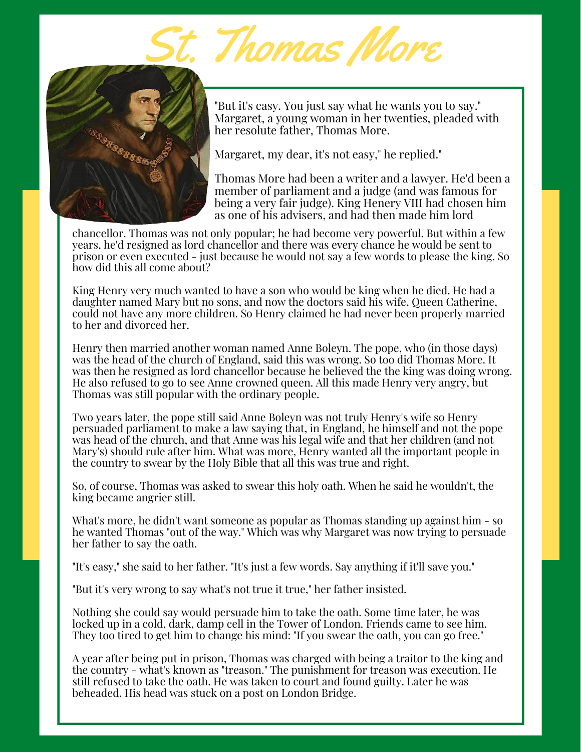# St. Thomas More

"But it's easy. You just say what he wants you to say." Margaret, a young woman in her twenties, pleaded with her resolute father, Thomas More.

Margaret, my dear, it's not easy," he replied."

Thomas More had been a writer and a lawyer. He'd been a member of parliament and a judge (and was famous for being a very fair judge). King Henery VIII had chosen him as one of his advisers, and had then made him lord chancellor. Thomas was not only popular; he had become very powerful. But within a few years, he'd resigned as lord chancellor and there was every chance he would be sent to prison or even executed - just because he would not say a few words to please the king. So how did this all come about?

King Henry very much wanted to have a son who would be king when he died. He had a daughter named Mary but no sons, and now the doctors said his wife, Queen Catherine, could not have any more children. So Henry claimed he had never been properly married to her and divorced her.

Henry then married another woman named Anne Boleyn. The pope, who (in those days) was the head of the church of England, said this was wrong. So too did Thomas More. It was then he resigned as lord chancellor because he believed the the king was doing wrong. He also refused to go to see Anne crowned queen. All this made Henry very angry, but Thomas was still popular with the ordinary people.

Two years later, the pope still said Anne Boleyn was not truly Henry's wife so Henry persuaded parliament to make a law saying that, in England, he himself and not the pope was head of the church, and that Anne was his legal wife and that her children (and not Mary's) should rule after him. What was more, Henry wanted all the important people in the country to swear by the Holy Bible that all this was true and right.

So, of course, Thomas was asked to swear this holy oath. When he said he wouldn't, the king became angrier still.

What's more, he didn't want someone as popular as Thomas standing up against him - so he wanted Thomas "out of the way." Which was why Margaret was now trying to persuade her father to say the oath.

"It's easy," she said to her father. "It's just a few words. Say anything if it'll save you."

"But it's very wrong to say what's not true it true," her father insisted.

Nothing she could say would persuade him to take the oath. Some time later, he was locked up in a cold, dark, damp cell in the Tower of London. Friends came to see him. They too tired to get him to change his mind: "If you swear the oath, you can go free."

A year after being put in prison, Thomas was charged with being a traitor to the king and the country - what's known as "treason." The punishment for treason was execution. He still refused to take the oath. He was taken to court and found guilty. Later he was beheaded. His head was stuck on a post on London Bridge.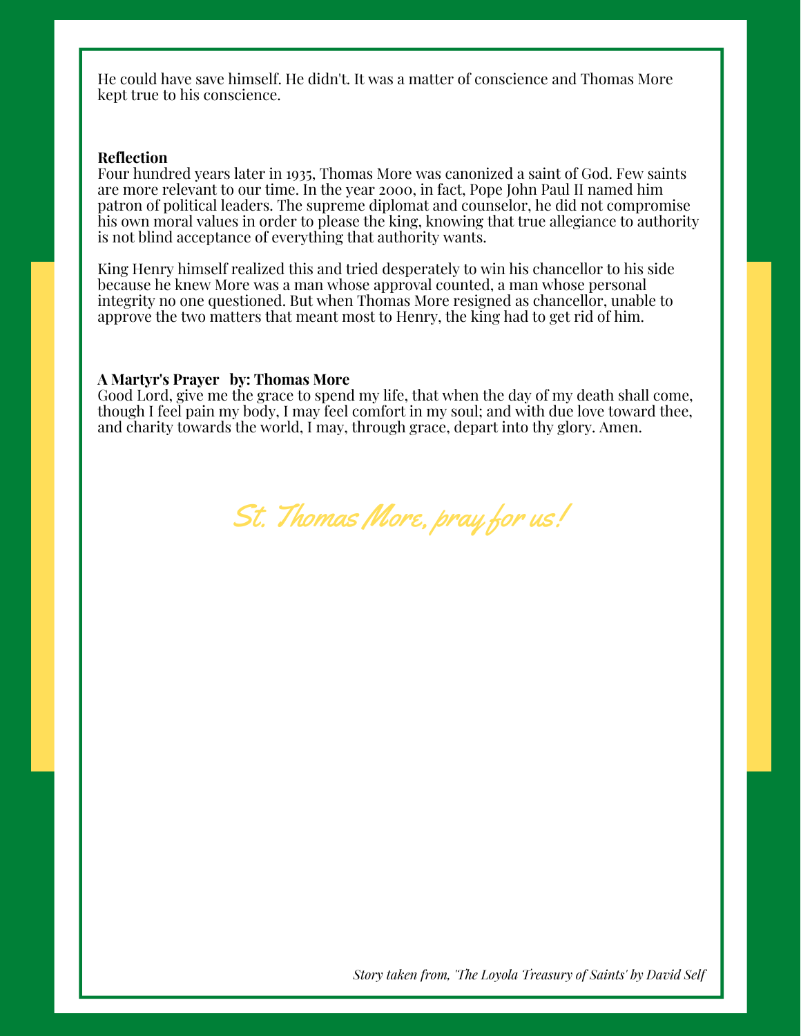He could have save himself. He didn't. It was a matter of conscience and Thomas More kept true to his conscience.

**Reflection**

Four hundred years later in 1935, Thomas More was canonized a saint of God. Few saints are more relevant to our time. In the year 2000, in fact, Pope John Paul II named him patron of political leaders. The supreme diplomat and counselor, he did not compromise his own moral values in order to please the king, knowing that true allegiance to authority is not blind acceptance of everything that authority wants.

King Henry himself realized this and tried desperately to win his chancellor to his side because he knew More was a man whose approval counted, a man whose personal integrity no one questioned. But when Thomas More resigned as chancellor, unable to approve the two matters that meant most to Henry, the king had to get rid of him.

**A Martyr's Prayer   by: Thomas More**

Good Lord, give me the grace to spend my life, that when the day of my death shall come, though I feel pain my body, I may feel comfort in my soul; and with due love toward thee, and charity towards the world, I may, through grace, depart into thy glory. Amen.

*St. Thomas More, pray for us!*

*Story taken from, 'The Loyola Treasury of Saints' by David Self*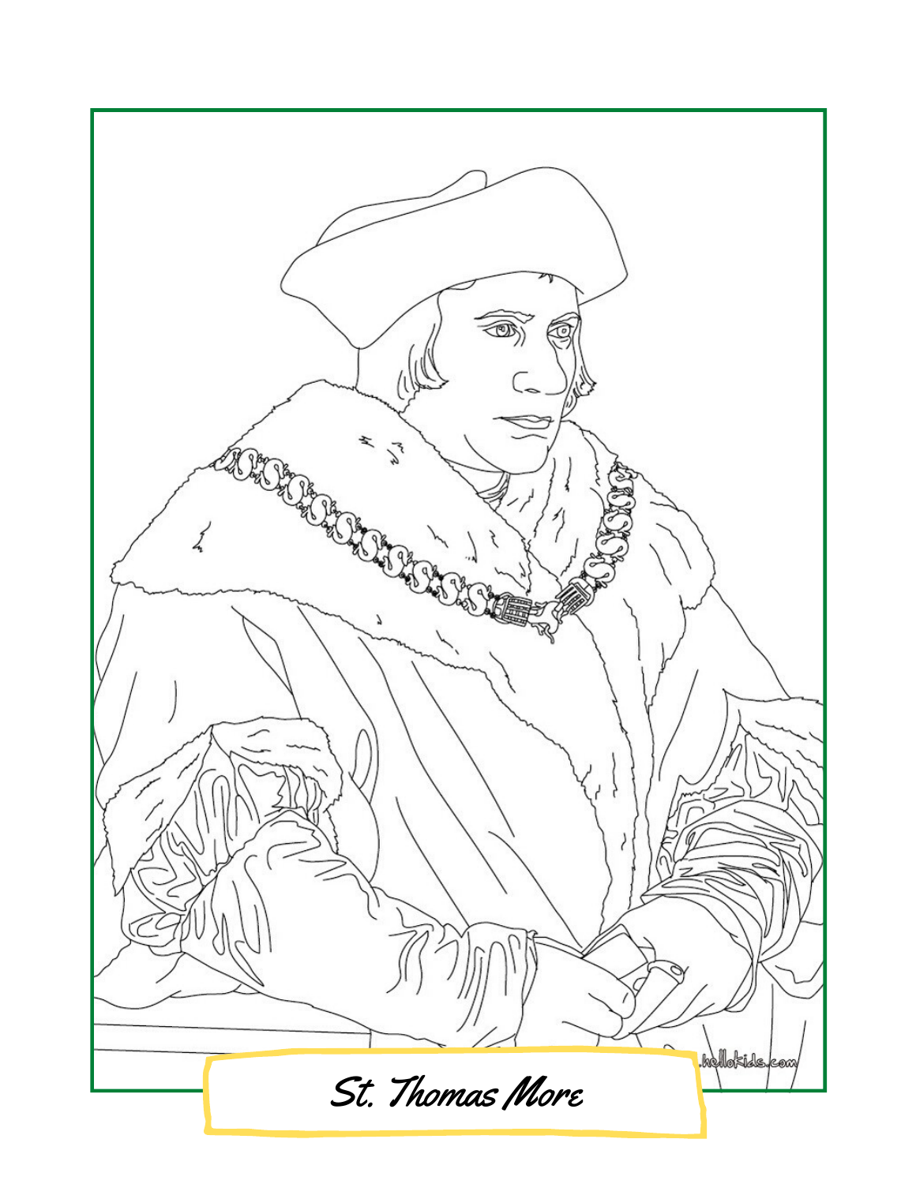St. Thomas More